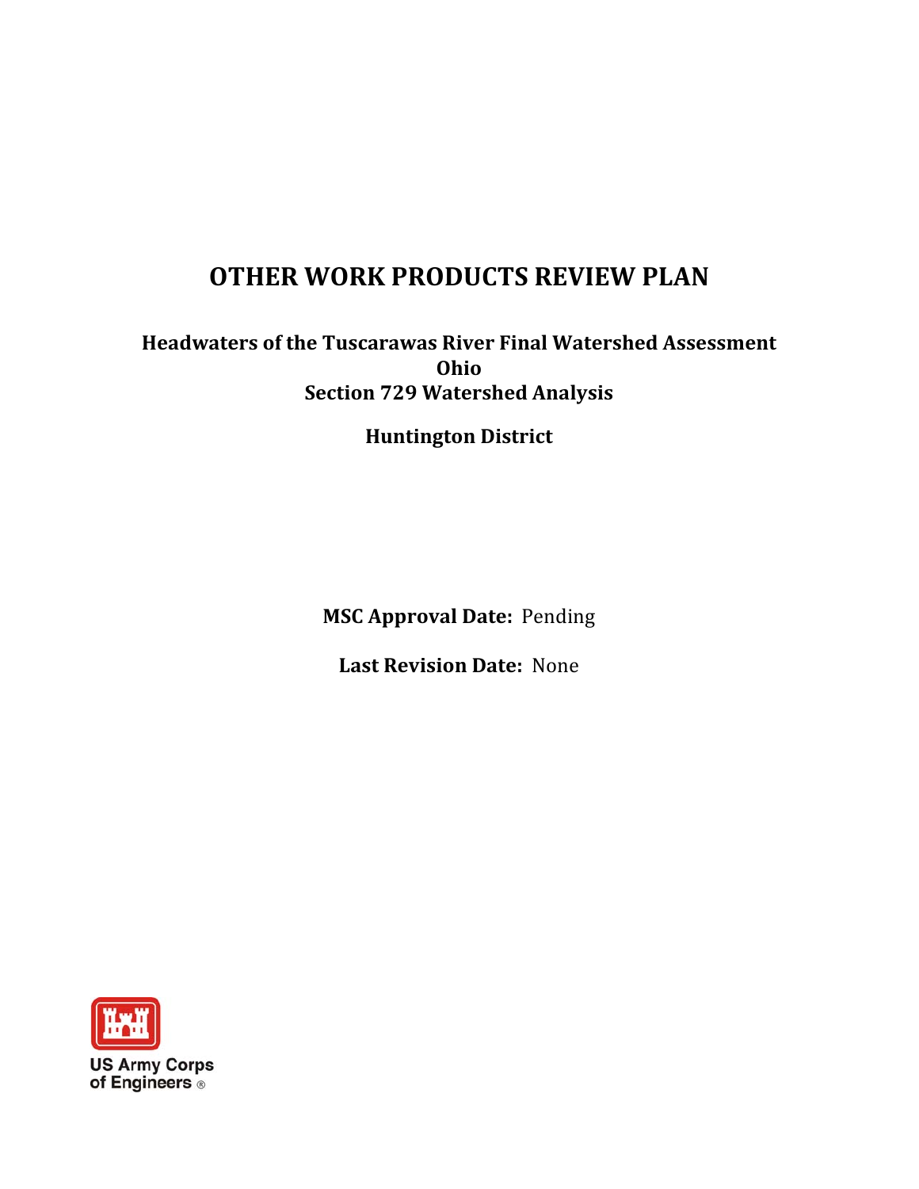# OTHER WORK PRODUCTS REVIEW PLAN

**Headwaters of the Tuscarawas River Final Watershed Assessment**
**Ohio**
**Section 729 Watershed Analysis**

**Huntington District**

**MSC Approval Date:** Pending

**Last Revision Date:** None

US Army Corps of Engineers ®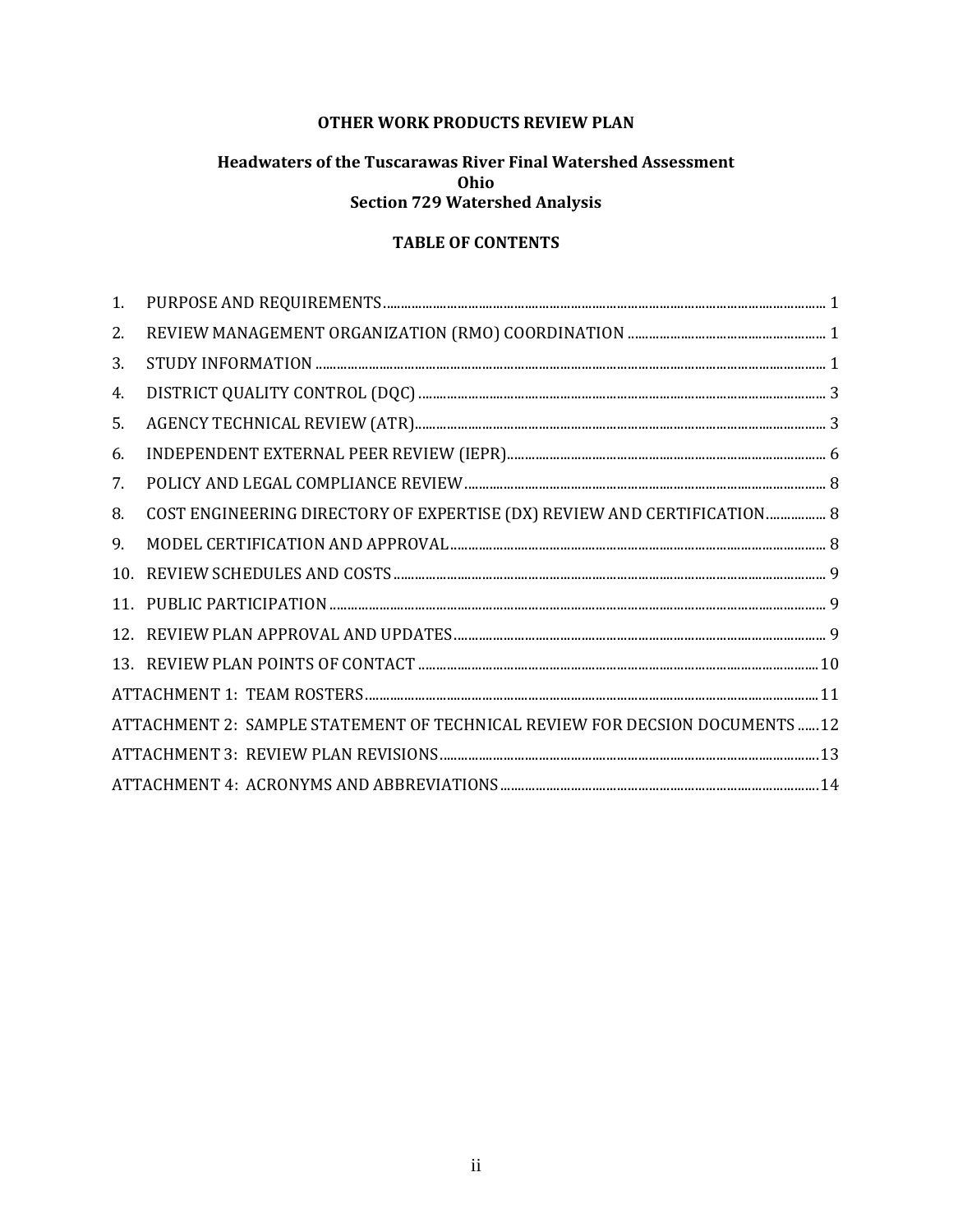**OTHER WORK PRODUCTS REVIEW PLAN**

**Headwaters of the Tuscarawas River Final Watershed Assessment**
**Ohio**
**Section 729 Watershed Analysis**

**TABLE OF CONTENTS**

1. PURPOSE AND REQUIREMENTS ........ 1
2. REVIEW MANAGEMENT ORGANIZATION (RMO) COORDINATION ........ 1
3. STUDY INFORMATION ........ 1
4. DISTRICT QUALITY CONTROL (DQC) ........ 3
5. AGENCY TECHNICAL REVIEW (ATR) ........ 3
6. INDEPENDENT EXTERNAL PEER REVIEW (IEPR) ........ 6
7. POLICY AND LEGAL COMPLIANCE REVIEW ........ 8
8. COST ENGINEERING DIRECTORY OF EXPERTISE (DX) REVIEW AND CERTIFICATION ........ 8
9. MODEL CERTIFICATION AND APPROVAL ........ 8
10. REVIEW SCHEDULES AND COSTS ........ 9
11. PUBLIC PARTICIPATION ........ 9
12. REVIEW PLAN APPROVAL AND UPDATES ........ 9
13. REVIEW PLAN POINTS OF CONTACT ........ 10

ATTACHMENT 1: TEAM ROSTERS ........ 11

ATTACHMENT 2: SAMPLE STATEMENT OF TECHNICAL REVIEW FOR DECSION DOCUMENTS ........ 12

ATTACHMENT 3: REVIEW PLAN REVISIONS ........ 13

ATTACHMENT 4: ACRONYMS AND ABBREVIATIONS ........ 14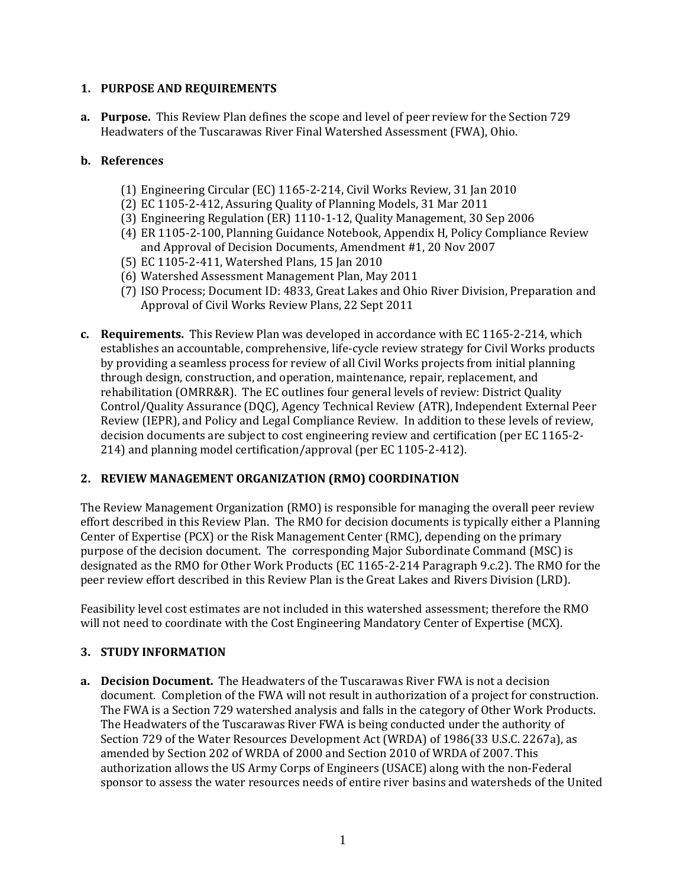## 1. PURPOSE AND REQUIREMENTS

**a. Purpose.** This Review Plan defines the scope and level of peer review for the Section 729 Headwaters of the Tuscarawas River Final Watershed Assessment (FWA), Ohio.

**b. References**

(1) Engineering Circular (EC) 1165-2-214, Civil Works Review, 31 Jan 2010
(2) EC 1105-2-412, Assuring Quality of Planning Models, 31 Mar 2011
(3) Engineering Regulation (ER) 1110-1-12, Quality Management, 30 Sep 2006
(4) ER 1105-2-100, Planning Guidance Notebook, Appendix H, Policy Compliance Review and Approval of Decision Documents, Amendment #1, 20 Nov 2007
(5) EC 1105-2-411, Watershed Plans, 15 Jan 2010
(6) Watershed Assessment Management Plan, May 2011
(7) ISO Process; Document ID: 4833, Great Lakes and Ohio River Division, Preparation and Approval of Civil Works Review Plans, 22 Sept 2011

**c. Requirements.** This Review Plan was developed in accordance with EC 1165-2-214, which establishes an accountable, comprehensive, life-cycle review strategy for Civil Works products by providing a seamless process for review of all Civil Works projects from initial planning through design, construction, and operation, maintenance, repair, replacement, and rehabilitation (OMRR&R). The EC outlines four general levels of review: District Quality Control/Quality Assurance (DQC), Agency Technical Review (ATR), Independent External Peer Review (IEPR), and Policy and Legal Compliance Review. In addition to these levels of review, decision documents are subject to cost engineering review and certification (per EC 1165-2-214) and planning model certification/approval (per EC 1105-2-412).

## 2. REVIEW MANAGEMENT ORGANIZATION (RMO) COORDINATION

The Review Management Organization (RMO) is responsible for managing the overall peer review effort described in this Review Plan. The RMO for decision documents is typically either a Planning Center of Expertise (PCX) or the Risk Management Center (RMC), depending on the primary purpose of the decision document. The corresponding Major Subordinate Command (MSC) is designated as the RMO for Other Work Products (EC 1165-2-214 Paragraph 9.c.2). The RMO for the peer review effort described in this Review Plan is the Great Lakes and Rivers Division (LRD).

Feasibility level cost estimates are not included in this watershed assessment; therefore the RMO will not need to coordinate with the Cost Engineering Mandatory Center of Expertise (MCX).

## 3. STUDY INFORMATION

**a. Decision Document.** The Headwaters of the Tuscarawas River FWA is not a decision document. Completion of the FWA will not result in authorization of a project for construction. The FWA is a Section 729 watershed analysis and falls in the category of Other Work Products. The Headwaters of the Tuscarawas River FWA is being conducted under the authority of Section 729 of the Water Resources Development Act (WRDA) of 1986(33 U.S.C. 2267a), as amended by Section 202 of WRDA of 2000 and Section 2010 of WRDA of 2007. This authorization allows the US Army Corps of Engineers (USACE) along with the non-Federal sponsor to assess the water resources needs of entire river basins and watersheds of the United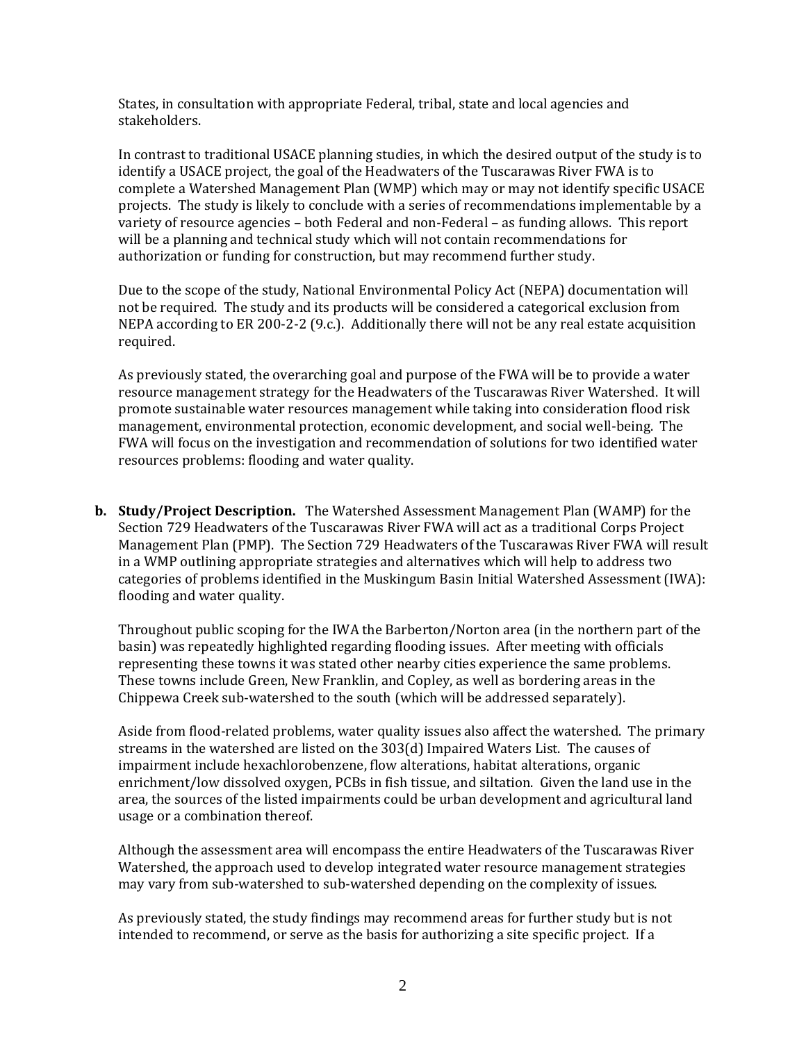States, in consultation with appropriate Federal, tribal, state and local agencies and stakeholders.

In contrast to traditional USACE planning studies, in which the desired output of the study is to identify a USACE project, the goal of the Headwaters of the Tuscarawas River FWA is to complete a Watershed Management Plan (WMP) which may or may not identify specific USACE projects. The study is likely to conclude with a series of recommendations implementable by a variety of resource agencies – both Federal and non-Federal – as funding allows. This report will be a planning and technical study which will not contain recommendations for authorization or funding for construction, but may recommend further study.

Due to the scope of the study, National Environmental Policy Act (NEPA) documentation will not be required. The study and its products will be considered a categorical exclusion from NEPA according to ER 200-2-2 (9.c.). Additionally there will not be any real estate acquisition required.

As previously stated, the overarching goal and purpose of the FWA will be to provide a water resource management strategy for the Headwaters of the Tuscarawas River Watershed. It will promote sustainable water resources management while taking into consideration flood risk management, environmental protection, economic development, and social well-being. The FWA will focus on the investigation and recommendation of solutions for two identified water resources problems: flooding and water quality.

**b. Study/Project Description.** The Watershed Assessment Management Plan (WAMP) for the Section 729 Headwaters of the Tuscarawas River FWA will act as a traditional Corps Project Management Plan (PMP). The Section 729 Headwaters of the Tuscarawas River FWA will result in a WMP outlining appropriate strategies and alternatives which will help to address two categories of problems identified in the Muskingum Basin Initial Watershed Assessment (IWA): flooding and water quality.

Throughout public scoping for the IWA the Barberton/Norton area (in the northern part of the basin) was repeatedly highlighted regarding flooding issues. After meeting with officials representing these towns it was stated other nearby cities experience the same problems. These towns include Green, New Franklin, and Copley, as well as bordering areas in the Chippewa Creek sub-watershed to the south (which will be addressed separately).

Aside from flood-related problems, water quality issues also affect the watershed. The primary streams in the watershed are listed on the 303(d) Impaired Waters List. The causes of impairment include hexachlorobenzene, flow alterations, habitat alterations, organic enrichment/low dissolved oxygen, PCBs in fish tissue, and siltation. Given the land use in the area, the sources of the listed impairments could be urban development and agricultural land usage or a combination thereof.

Although the assessment area will encompass the entire Headwaters of the Tuscarawas River Watershed, the approach used to develop integrated water resource management strategies may vary from sub-watershed to sub-watershed depending on the complexity of issues.

As previously stated, the study findings may recommend areas for further study but is not intended to recommend, or serve as the basis for authorizing a site specific project. If a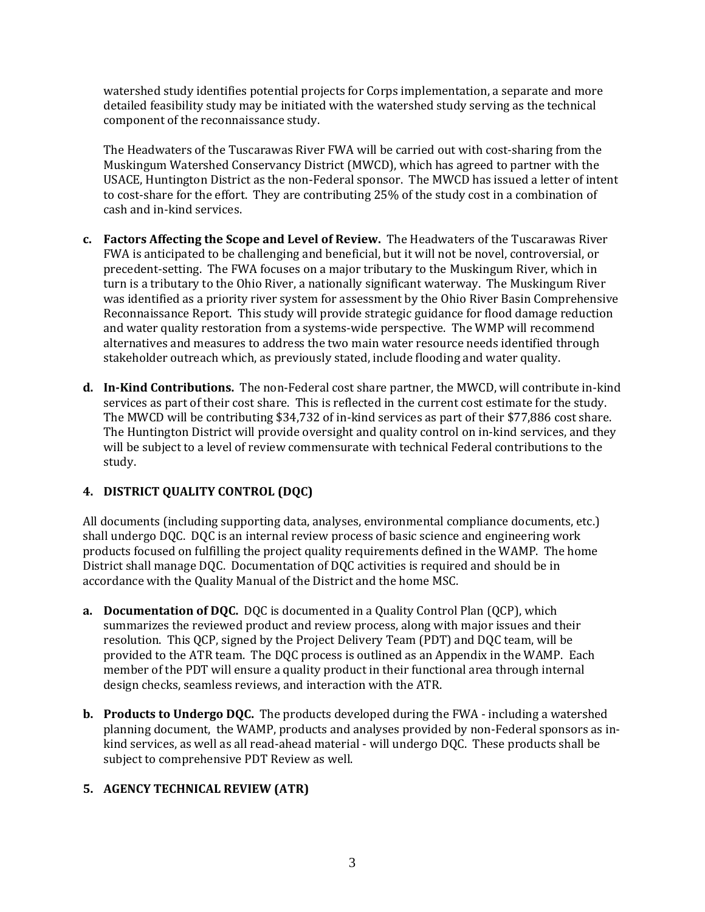watershed study identifies potential projects for Corps implementation, a separate and more detailed feasibility study may be initiated with the watershed study serving as the technical component of the reconnaissance study.

The Headwaters of the Tuscarawas River FWA will be carried out with cost-sharing from the Muskingum Watershed Conservancy District (MWCD), which has agreed to partner with the USACE, Huntington District as the non-Federal sponsor. The MWCD has issued a letter of intent to cost-share for the effort. They are contributing 25% of the study cost in a combination of cash and in-kind services.

**c. Factors Affecting the Scope and Level of Review.** The Headwaters of the Tuscarawas River FWA is anticipated to be challenging and beneficial, but it will not be novel, controversial, or precedent-setting. The FWA focuses on a major tributary to the Muskingum River, which in turn is a tributary to the Ohio River, a nationally significant waterway. The Muskingum River was identified as a priority river system for assessment by the Ohio River Basin Comprehensive Reconnaissance Report. This study will provide strategic guidance for flood damage reduction and water quality restoration from a systems-wide perspective. The WMP will recommend alternatives and measures to address the two main water resource needs identified through stakeholder outreach which, as previously stated, include flooding and water quality.

**d. In-Kind Contributions.** The non-Federal cost share partner, the MWCD, will contribute in-kind services as part of their cost share. This is reflected in the current cost estimate for the study. The MWCD will be contributing $34,732 of in-kind services as part of their $77,886 cost share. The Huntington District will provide oversight and quality control on in-kind services, and they will be subject to a level of review commensurate with technical Federal contributions to the study.

## 4. DISTRICT QUALITY CONTROL (DQC)

All documents (including supporting data, analyses, environmental compliance documents, etc.) shall undergo DQC. DQC is an internal review process of basic science and engineering work products focused on fulfilling the project quality requirements defined in the WAMP. The home District shall manage DQC. Documentation of DQC activities is required and should be in accordance with the Quality Manual of the District and the home MSC.

**a. Documentation of DQC.** DQC is documented in a Quality Control Plan (QCP), which summarizes the reviewed product and review process, along with major issues and their resolution. This QCP, signed by the Project Delivery Team (PDT) and DQC team, will be provided to the ATR team. The DQC process is outlined as an Appendix in the WAMP. Each member of the PDT will ensure a quality product in their functional area through internal design checks, seamless reviews, and interaction with the ATR.

**b. Products to Undergo DQC.** The products developed during the FWA - including a watershed planning document, the WAMP, products and analyses provided by non-Federal sponsors as in-kind services, as well as all read-ahead material - will undergo DQC. These products shall be subject to comprehensive PDT Review as well.

## 5. AGENCY TECHNICAL REVIEW (ATR)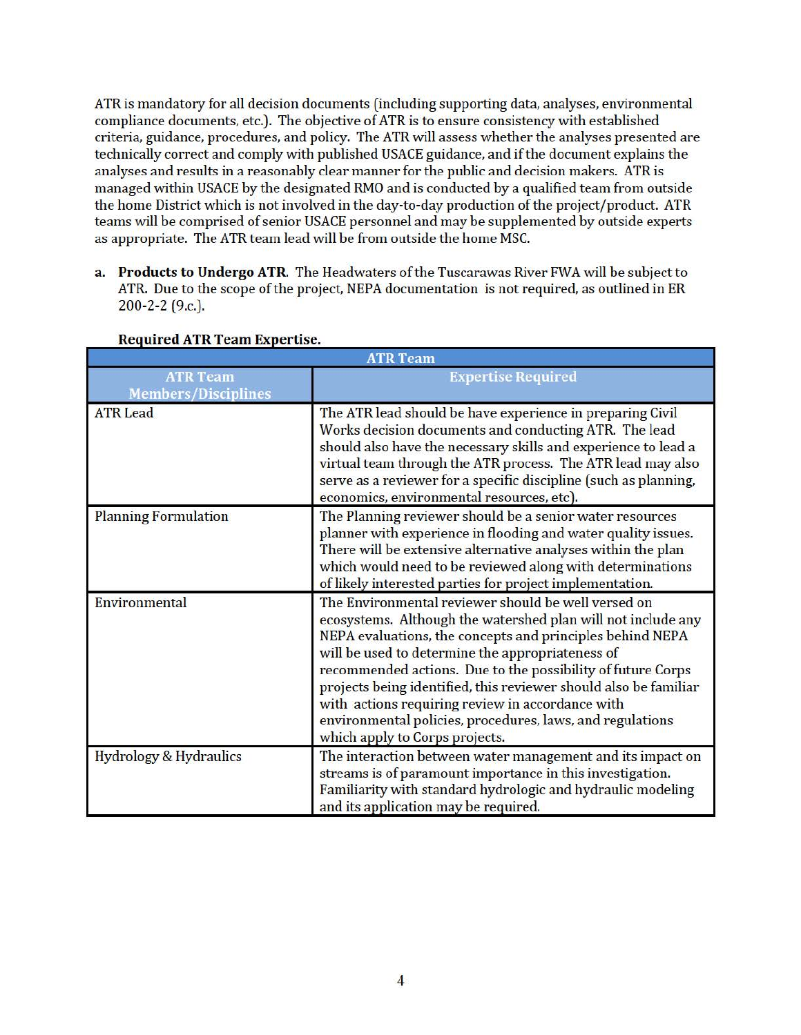ATR is mandatory for all decision documents (including supporting data, analyses, environmental compliance documents, etc.). The objective of ATR is to ensure consistency with established criteria, guidance, procedures, and policy. The ATR will assess whether the analyses presented are technically correct and comply with published USACE guidance, and if the document explains the analyses and results in a reasonably clear manner for the public and decision makers. ATR is managed within USACE by the designated RMO and is conducted by a qualified team from outside the home District which is not involved in the day-to-day production of the project/product. ATR teams will be comprised of senior USACE personnel and may be supplemented by outside experts as appropriate. The ATR team lead will be from outside the home MSC.

a. **Products to Undergo ATR**. The Headwaters of the Tuscarawas River FWA will be subject to ATR. Due to the scope of the project, NEPA documentation is not required, as outlined in ER 200-2-2 (9.c.).

**Required ATR Team Expertise.**

| ATR Team | |
|---|---|
| **ATR Team Members/Disciplines** | **Expertise Required** |
| ATR Lead | The ATR lead should be have experience in preparing Civil Works decision documents and conducting ATR. The lead should also have the necessary skills and experience to lead a virtual team through the ATR process. The ATR lead may also serve as a reviewer for a specific discipline (such as planning, economics, environmental resources, etc). |
| Planning Formulation | The Planning reviewer should be a senior water resources planner with experience in flooding and water quality issues. There will be extensive alternative analyses within the plan which would need to be reviewed along with determinations of likely interested parties for project implementation. |
| Environmental | The Environmental reviewer should be well versed on ecosystems. Although the watershed plan will not include any NEPA evaluations, the concepts and principles behind NEPA will be used to determine the appropriateness of recommended actions. Due to the possibility of future Corps projects being identified, this reviewer should also be familiar with actions requiring review in accordance with environmental policies, procedures, laws, and regulations which apply to Corps projects. |
| Hydrology & Hydraulics | The interaction between water management and its impact on streams is of paramount importance in this investigation. Familiarity with standard hydrologic and hydraulic modeling and its application may be required. |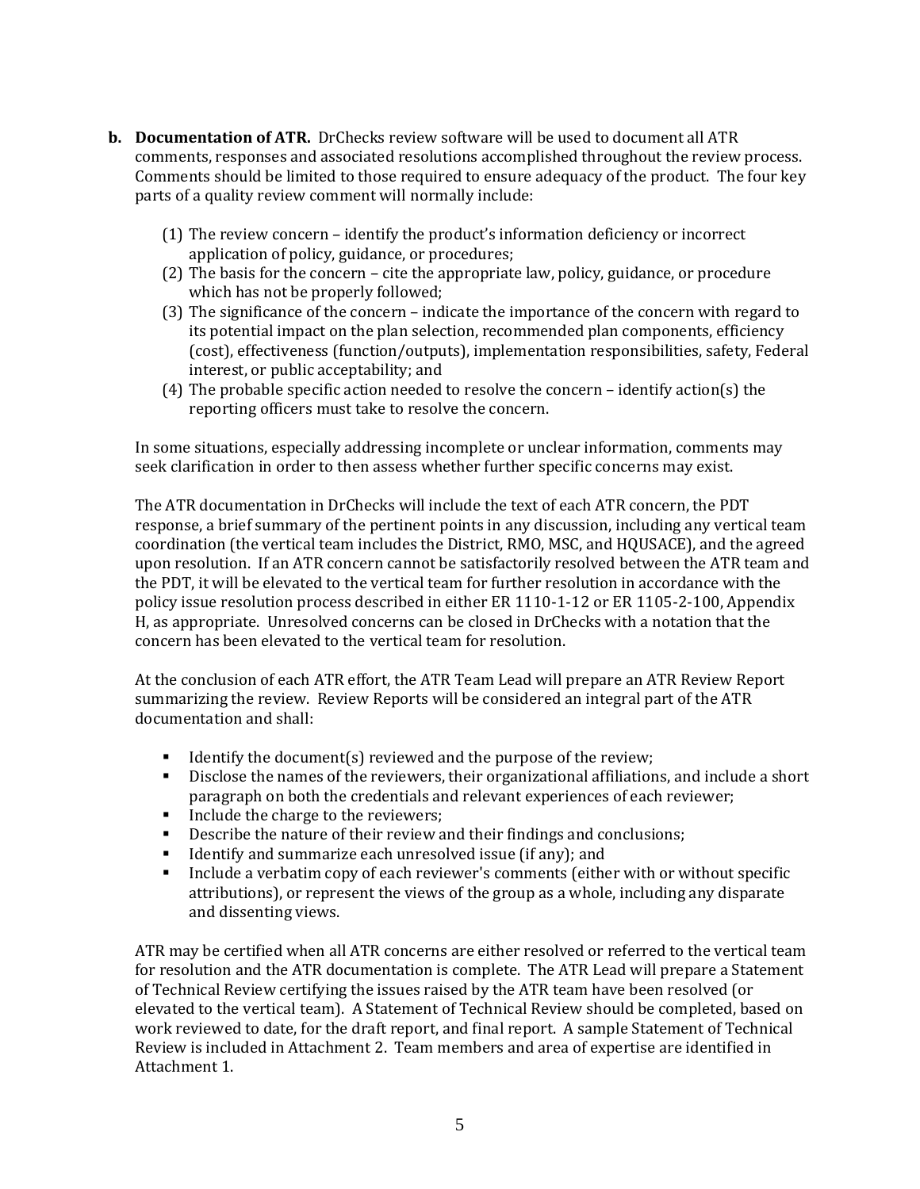**b. Documentation of ATR.** DrChecks review software will be used to document all ATR comments, responses and associated resolutions accomplished throughout the review process. Comments should be limited to those required to ensure adequacy of the product. The four key parts of a quality review comment will normally include:

(1) The review concern – identify the product's information deficiency or incorrect application of policy, guidance, or procedures;
(2) The basis for the concern – cite the appropriate law, policy, guidance, or procedure which has not be properly followed;
(3) The significance of the concern – indicate the importance of the concern with regard to its potential impact on the plan selection, recommended plan components, efficiency (cost), effectiveness (function/outputs), implementation responsibilities, safety, Federal interest, or public acceptability; and
(4) The probable specific action needed to resolve the concern – identify action(s) the reporting officers must take to resolve the concern.

In some situations, especially addressing incomplete or unclear information, comments may seek clarification in order to then assess whether further specific concerns may exist.

The ATR documentation in DrChecks will include the text of each ATR concern, the PDT response, a brief summary of the pertinent points in any discussion, including any vertical team coordination (the vertical team includes the District, RMO, MSC, and HQUSACE), and the agreed upon resolution. If an ATR concern cannot be satisfactorily resolved between the ATR team and the PDT, it will be elevated to the vertical team for further resolution in accordance with the policy issue resolution process described in either ER 1110-1-12 or ER 1105-2-100, Appendix H, as appropriate. Unresolved concerns can be closed in DrChecks with a notation that the concern has been elevated to the vertical team for resolution.

At the conclusion of each ATR effort, the ATR Team Lead will prepare an ATR Review Report summarizing the review. Review Reports will be considered an integral part of the ATR documentation and shall:

- Identify the document(s) reviewed and the purpose of the review;
- Disclose the names of the reviewers, their organizational affiliations, and include a short paragraph on both the credentials and relevant experiences of each reviewer;
- Include the charge to the reviewers;
- Describe the nature of their review and their findings and conclusions;
- Identify and summarize each unresolved issue (if any); and
- Include a verbatim copy of each reviewer's comments (either with or without specific attributions), or represent the views of the group as a whole, including any disparate and dissenting views.

ATR may be certified when all ATR concerns are either resolved or referred to the vertical team for resolution and the ATR documentation is complete. The ATR Lead will prepare a Statement of Technical Review certifying the issues raised by the ATR team have been resolved (or elevated to the vertical team). A Statement of Technical Review should be completed, based on work reviewed to date, for the draft report, and final report. A sample Statement of Technical Review is included in Attachment 2. Team members and area of expertise are identified in Attachment 1.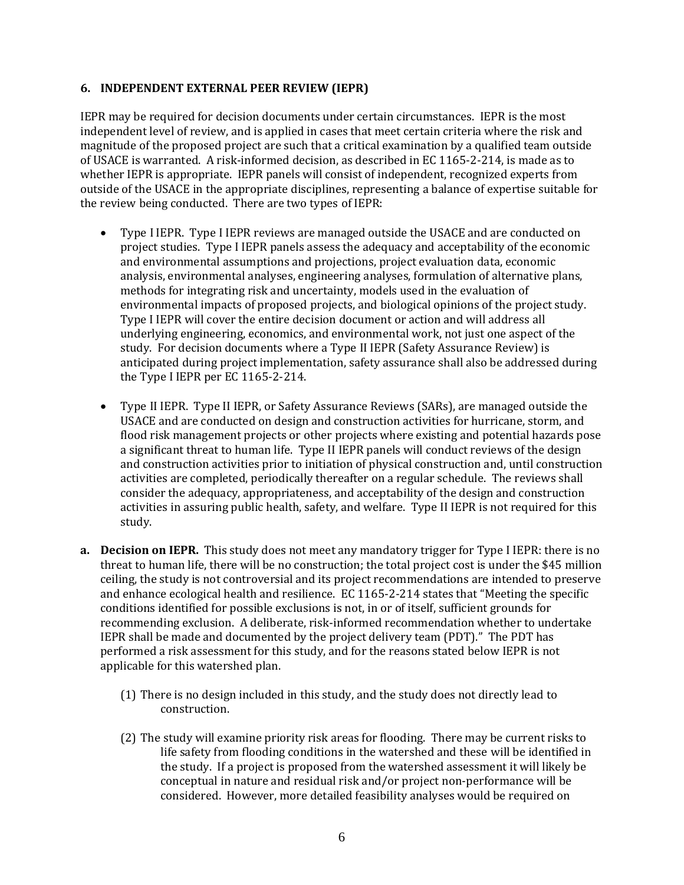### 6. INDEPENDENT EXTERNAL PEER REVIEW (IEPR)

IEPR may be required for decision documents under certain circumstances. IEPR is the most independent level of review, and is applied in cases that meet certain criteria where the risk and magnitude of the proposed project are such that a critical examination by a qualified team outside of USACE is warranted. A risk-informed decision, as described in EC 1165-2-214, is made as to whether IEPR is appropriate. IEPR panels will consist of independent, recognized experts from outside of the USACE in the appropriate disciplines, representing a balance of expertise suitable for the review being conducted. There are two types of IEPR:

- Type I IEPR. Type I IEPR reviews are managed outside the USACE and are conducted on project studies. Type I IEPR panels assess the adequacy and acceptability of the economic and environmental assumptions and projections, project evaluation data, economic analysis, environmental analyses, engineering analyses, formulation of alternative plans, methods for integrating risk and uncertainty, models used in the evaluation of environmental impacts of proposed projects, and biological opinions of the project study. Type I IEPR will cover the entire decision document or action and will address all underlying engineering, economics, and environmental work, not just one aspect of the study. For decision documents where a Type II IEPR (Safety Assurance Review) is anticipated during project implementation, safety assurance shall also be addressed during the Type I IEPR per EC 1165-2-214.

- Type II IEPR. Type II IEPR, or Safety Assurance Reviews (SARs), are managed outside the USACE and are conducted on design and construction activities for hurricane, storm, and flood risk management projects or other projects where existing and potential hazards pose a significant threat to human life. Type II IEPR panels will conduct reviews of the design and construction activities prior to initiation of physical construction and, until construction activities are completed, periodically thereafter on a regular schedule. The reviews shall consider the adequacy, appropriateness, and acceptability of the design and construction activities in assuring public health, safety, and welfare. Type II IEPR is not required for this study.

**a. Decision on IEPR.** This study does not meet any mandatory trigger for Type I IEPR: there is no threat to human life, there will be no construction; the total project cost is under the $45 million ceiling, the study is not controversial and its project recommendations are intended to preserve and enhance ecological health and resilience. EC 1165-2-214 states that "Meeting the specific conditions identified for possible exclusions is not, in or of itself, sufficient grounds for recommending exclusion. A deliberate, risk-informed recommendation whether to undertake IEPR shall be made and documented by the project delivery team (PDT)." The PDT has performed a risk assessment for this study, and for the reasons stated below IEPR is not applicable for this watershed plan.

(1) There is no design included in this study, and the study does not directly lead to construction.

(2) The study will examine priority risk areas for flooding. There may be current risks to life safety from flooding conditions in the watershed and these will be identified in the study. If a project is proposed from the watershed assessment it will likely be conceptual in nature and residual risk and/or project non-performance will be considered. However, more detailed feasibility analyses would be required on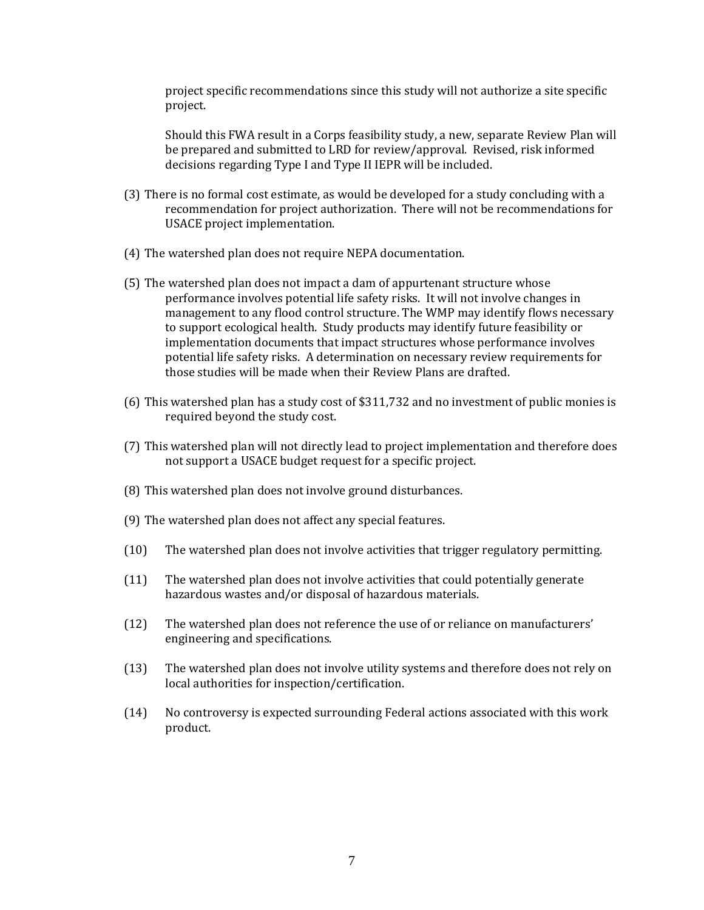project specific recommendations since this study will not authorize a site specific project.

Should this FWA result in a Corps feasibility study, a new, separate Review Plan will be prepared and submitted to LRD for review/approval. Revised, risk informed decisions regarding Type I and Type II IEPR will be included.

(3) There is no formal cost estimate, as would be developed for a study concluding with a recommendation for project authorization. There will not be recommendations for USACE project implementation.

(4) The watershed plan does not require NEPA documentation.

(5) The watershed plan does not impact a dam of appurtenant structure whose performance involves potential life safety risks. It will not involve changes in management to any flood control structure. The WMP may identify flows necessary to support ecological health. Study products may identify future feasibility or implementation documents that impact structures whose performance involves potential life safety risks. A determination on necessary review requirements for those studies will be made when their Review Plans are drafted.

(6) This watershed plan has a study cost of $311,732 and no investment of public monies is required beyond the study cost.

(7) This watershed plan will not directly lead to project implementation and therefore does not support a USACE budget request for a specific project.

(8) This watershed plan does not involve ground disturbances.

(9) The watershed plan does not affect any special features.

(10) The watershed plan does not involve activities that trigger regulatory permitting.

(11) The watershed plan does not involve activities that could potentially generate hazardous wastes and/or disposal of hazardous materials.

(12) The watershed plan does not reference the use of or reliance on manufacturers' engineering and specifications.

(13) The watershed plan does not involve utility systems and therefore does not rely on local authorities for inspection/certification.

(14) No controversy is expected surrounding Federal actions associated with this work product.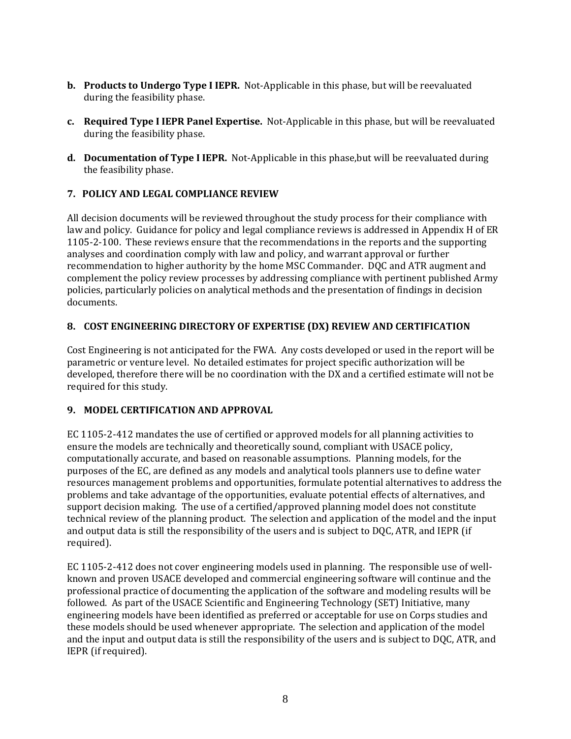**b. Products to Undergo Type I IEPR.** Not-Applicable in this phase, but will be reevaluated during the feasibility phase.

**c. Required Type I IEPR Panel Expertise.** Not-Applicable in this phase, but will be reevaluated during the feasibility phase.

**d. Documentation of Type I IEPR.** Not-Applicable in this phase,but will be reevaluated during the feasibility phase.

## 7. POLICY AND LEGAL COMPLIANCE REVIEW

All decision documents will be reviewed throughout the study process for their compliance with law and policy. Guidance for policy and legal compliance reviews is addressed in Appendix H of ER 1105-2-100. These reviews ensure that the recommendations in the reports and the supporting analyses and coordination comply with law and policy, and warrant approval or further recommendation to higher authority by the home MSC Commander. DQC and ATR augment and complement the policy review processes by addressing compliance with pertinent published Army policies, particularly policies on analytical methods and the presentation of findings in decision documents.

## 8. COST ENGINEERING DIRECTORY OF EXPERTISE (DX) REVIEW AND CERTIFICATION

Cost Engineering is not anticipated for the FWA. Any costs developed or used in the report will be parametric or venture level. No detailed estimates for project specific authorization will be developed, therefore there will be no coordination with the DX and a certified estimate will not be required for this study.

## 9. MODEL CERTIFICATION AND APPROVAL

EC 1105-2-412 mandates the use of certified or approved models for all planning activities to ensure the models are technically and theoretically sound, compliant with USACE policy, computationally accurate, and based on reasonable assumptions. Planning models, for the purposes of the EC, are defined as any models and analytical tools planners use to define water resources management problems and opportunities, formulate potential alternatives to address the problems and take advantage of the opportunities, evaluate potential effects of alternatives, and support decision making. The use of a certified/approved planning model does not constitute technical review of the planning product. The selection and application of the model and the input and output data is still the responsibility of the users and is subject to DQC, ATR, and IEPR (if required).

EC 1105-2-412 does not cover engineering models used in planning. The responsible use of well-known and proven USACE developed and commercial engineering software will continue and the professional practice of documenting the application of the software and modeling results will be followed. As part of the USACE Scientific and Engineering Technology (SET) Initiative, many engineering models have been identified as preferred or acceptable for use on Corps studies and these models should be used whenever appropriate. The selection and application of the model and the input and output data is still the responsibility of the users and is subject to DQC, ATR, and IEPR (if required).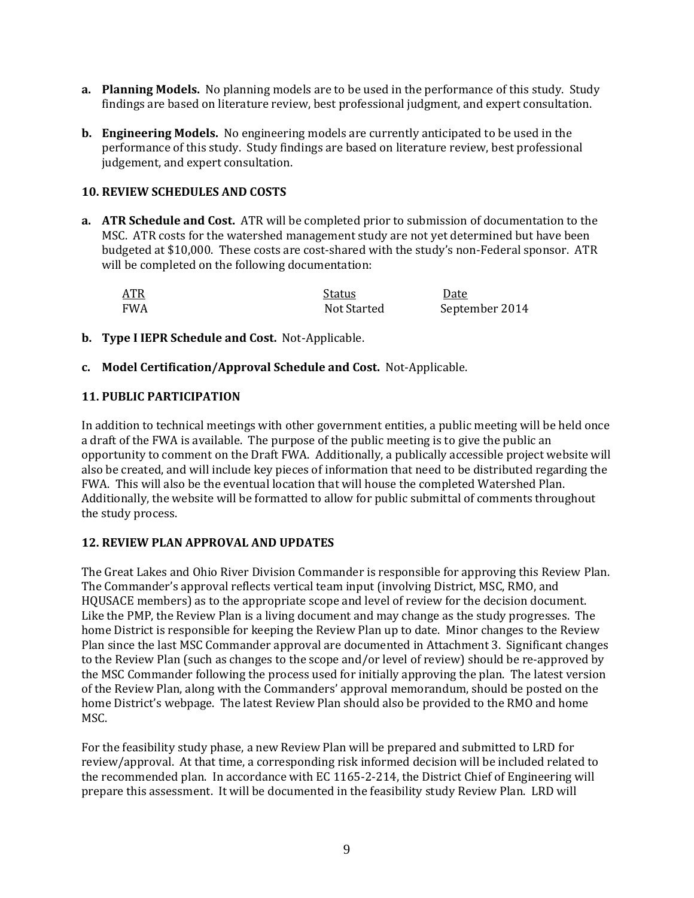- **a. Planning Models.** No planning models are to be used in the performance of this study. Study findings are based on literature review, best professional judgment, and expert consultation.

- **b. Engineering Models.** No engineering models are currently anticipated to be used in the performance of this study. Study findings are based on literature review, best professional judgement, and expert consultation.

## 10. REVIEW SCHEDULES AND COSTS

- **a. ATR Schedule and Cost.** ATR will be completed prior to submission of documentation to the MSC. ATR costs for the watershed management study are not yet determined but have been budgeted at $10,000. These costs are cost-shared with the study's non-Federal sponsor. ATR will be completed on the following documentation:

| ATR | Status | Date |
|---|---|---|
| FWA | Not Started | September 2014 |

- **b. Type I IEPR Schedule and Cost.** Not-Applicable.

- **c. Model Certification/Approval Schedule and Cost.** Not-Applicable.

## 11. PUBLIC PARTICIPATION

In addition to technical meetings with other government entities, a public meeting will be held once a draft of the FWA is available. The purpose of the public meeting is to give the public an opportunity to comment on the Draft FWA. Additionally, a publically accessible project website will also be created, and will include key pieces of information that need to be distributed regarding the FWA. This will also be the eventual location that will house the completed Watershed Plan. Additionally, the website will be formatted to allow for public submittal of comments throughout the study process.

## 12. REVIEW PLAN APPROVAL AND UPDATES

The Great Lakes and Ohio River Division Commander is responsible for approving this Review Plan. The Commander's approval reflects vertical team input (involving District, MSC, RMO, and HQUSACE members) as to the appropriate scope and level of review for the decision document. Like the PMP, the Review Plan is a living document and may change as the study progresses. The home District is responsible for keeping the Review Plan up to date. Minor changes to the Review Plan since the last MSC Commander approval are documented in Attachment 3. Significant changes to the Review Plan (such as changes to the scope and/or level of review) should be re-approved by the MSC Commander following the process used for initially approving the plan. The latest version of the Review Plan, along with the Commanders' approval memorandum, should be posted on the home District's webpage. The latest Review Plan should also be provided to the RMO and home MSC.

For the feasibility study phase, a new Review Plan will be prepared and submitted to LRD for review/approval. At that time, a corresponding risk informed decision will be included related to the recommended plan. In accordance with EC 1165-2-214, the District Chief of Engineering will prepare this assessment. It will be documented in the feasibility study Review Plan. LRD will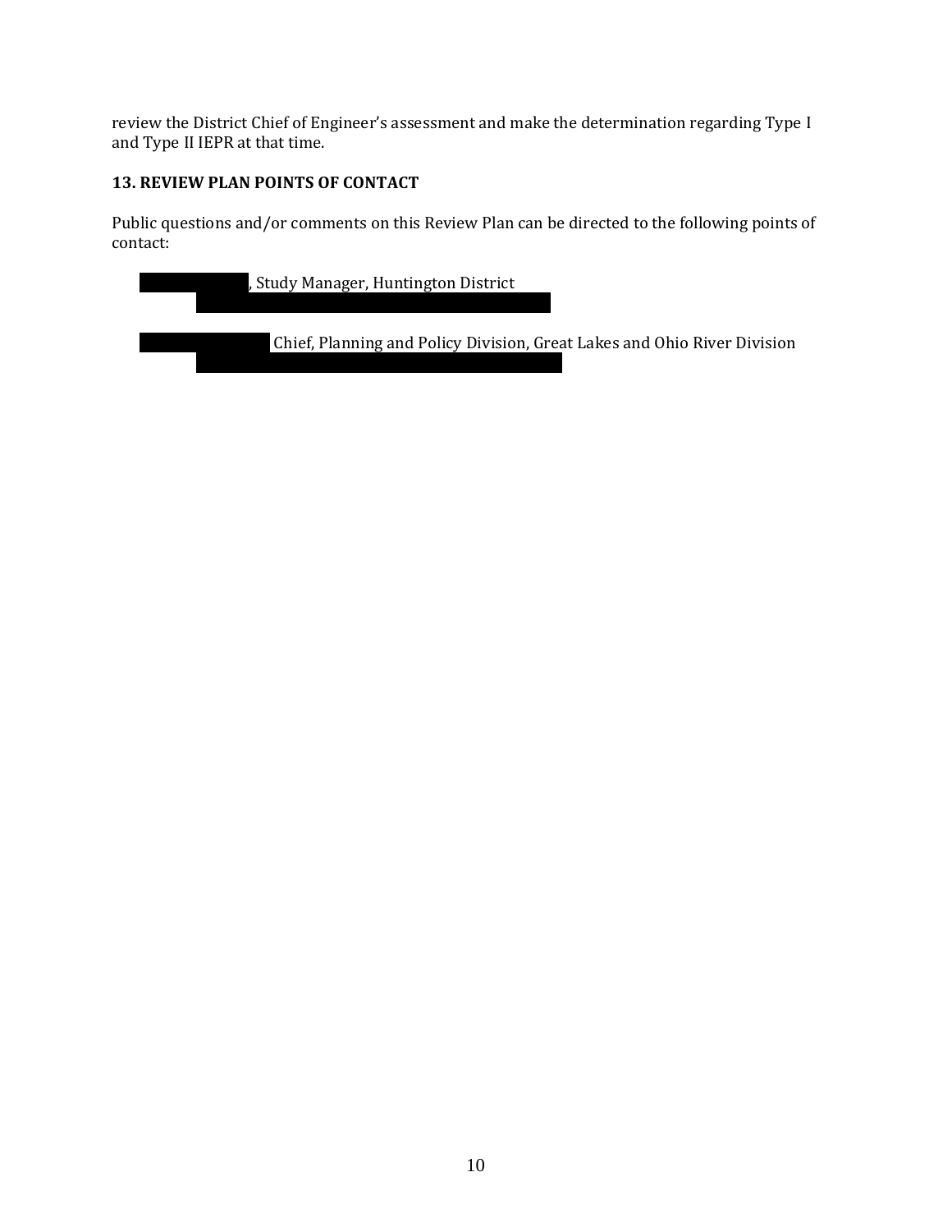review the District Chief of Engineer's assessment and make the determination regarding Type I and Type II IEPR at that time.

## 13. REVIEW PLAN POINTS OF CONTACT

Public questions and/or comments on this Review Plan can be directed to the following points of contact:

[REDACTED], Study Manager, Huntington District
[REDACTED]

[REDACTED] Chief, Planning and Policy Division, Great Lakes and Ohio River Division
[REDACTED]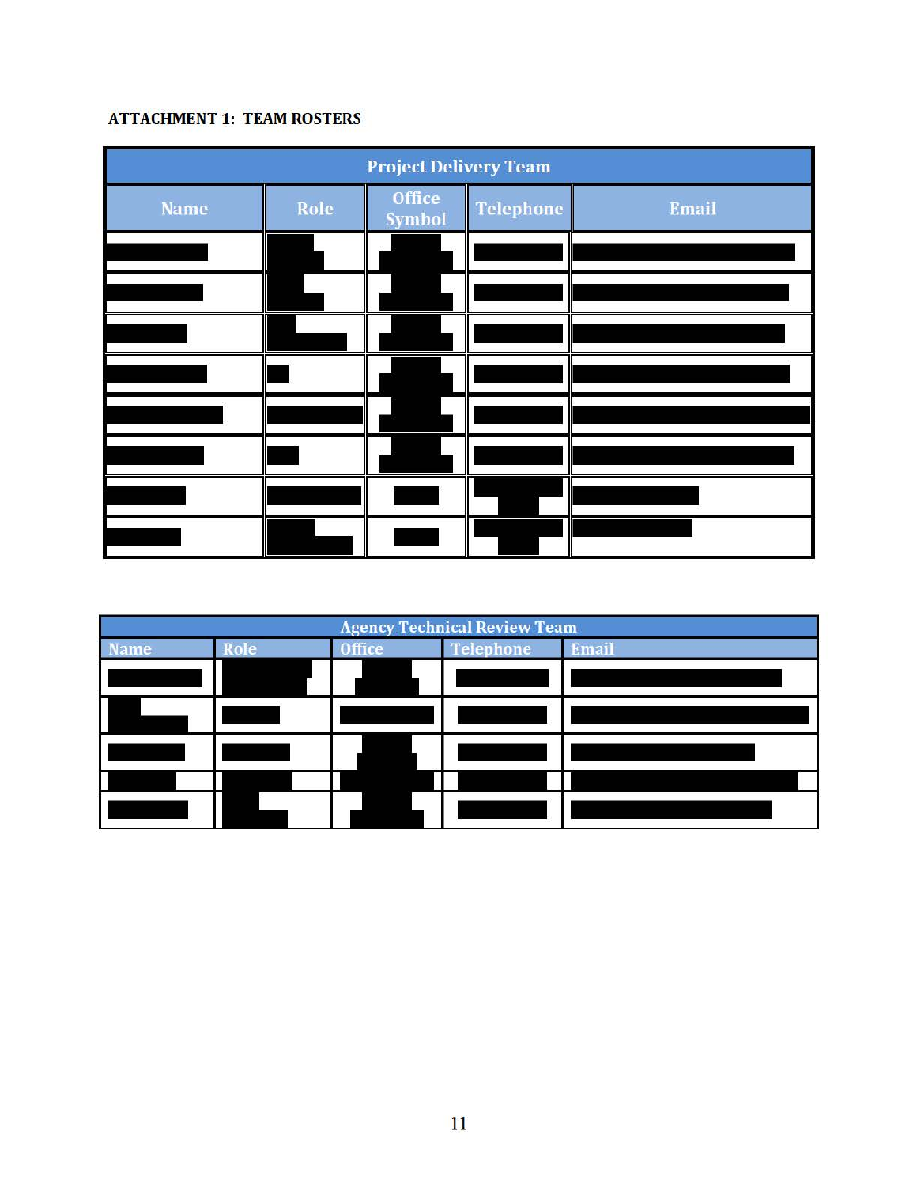**ATTACHMENT 1: TEAM ROSTERS**

| Project Delivery Team | | | | |
|---|---|---|---|---|
| Name | Role | Office Symbol | Telephone | Email |
| | | | | |
| | | | | |
| | | | | |
| | | | | |
| | | | | |
| | | | | |
| | | | | |
| | | | | |

| Agency Technical Review Team | | | | |
|---|---|---|---|---|
| Name | Role | Office | Telephone | Email |
| | | | | |
| | | | | |
| | | | | |
| | | | | |
| | | | | |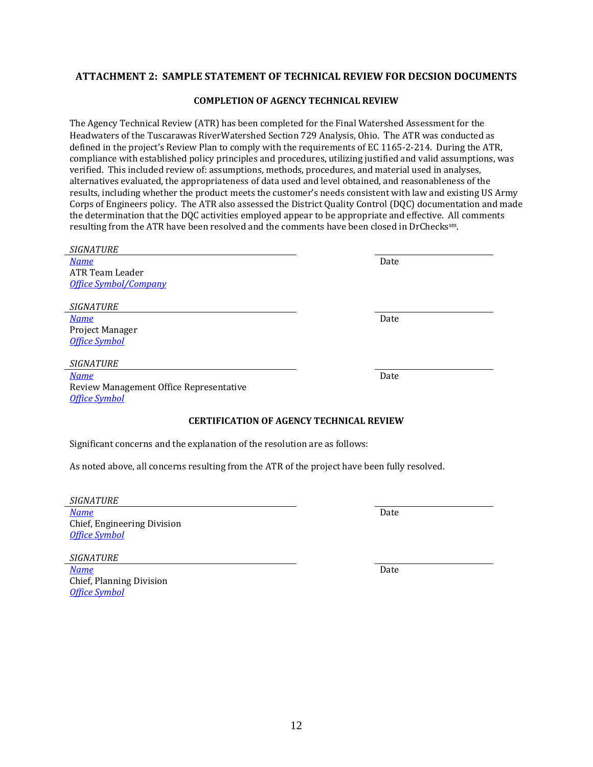## ATTACHMENT 2: SAMPLE STATEMENT OF TECHNICAL REVIEW FOR DECSION DOCUMENTS

### COMPLETION OF AGENCY TECHNICAL REVIEW

The Agency Technical Review (ATR) has been completed for the Final Watershed Assessment for the Headwaters of the Tuscarawas RiverWatershed Section 729 Analysis, Ohio. The ATR was conducted as defined in the project's Review Plan to comply with the requirements of EC 1165-2-214. During the ATR, compliance with established policy principles and procedures, utilizing justified and valid assumptions, was verified. This included review of: assumptions, methods, procedures, and material used in analyses, alternatives evaluated, the appropriateness of data used and level obtained, and reasonableness of the results, including whether the product meets the customer's needs consistent with law and existing US Army Corps of Engineers policy. The ATR also assessed the District Quality Control (DQC) documentation and made the determination that the DQC activities employed appear to be appropriate and effective. All comments resulting from the ATR have been resolved and the comments have been closed in DrChecks[sm].

*SIGNATURE*
***Name*** — Date
ATR Team Leader
***Office Symbol/Company***

*SIGNATURE*
***Name*** — Date
Project Manager
***Office Symbol***

*SIGNATURE*
***Name*** — Date
Review Management Office Representative
***Office Symbol***

### CERTIFICATION OF AGENCY TECHNICAL REVIEW

Significant concerns and the explanation of the resolution are as follows:

As noted above, all concerns resulting from the ATR of the project have been fully resolved.

*SIGNATURE*
***Name*** — Date
Chief, Engineering Division
***Office Symbol***

*SIGNATURE*
***Name*** — Date
Chief, Planning Division
***Office Symbol***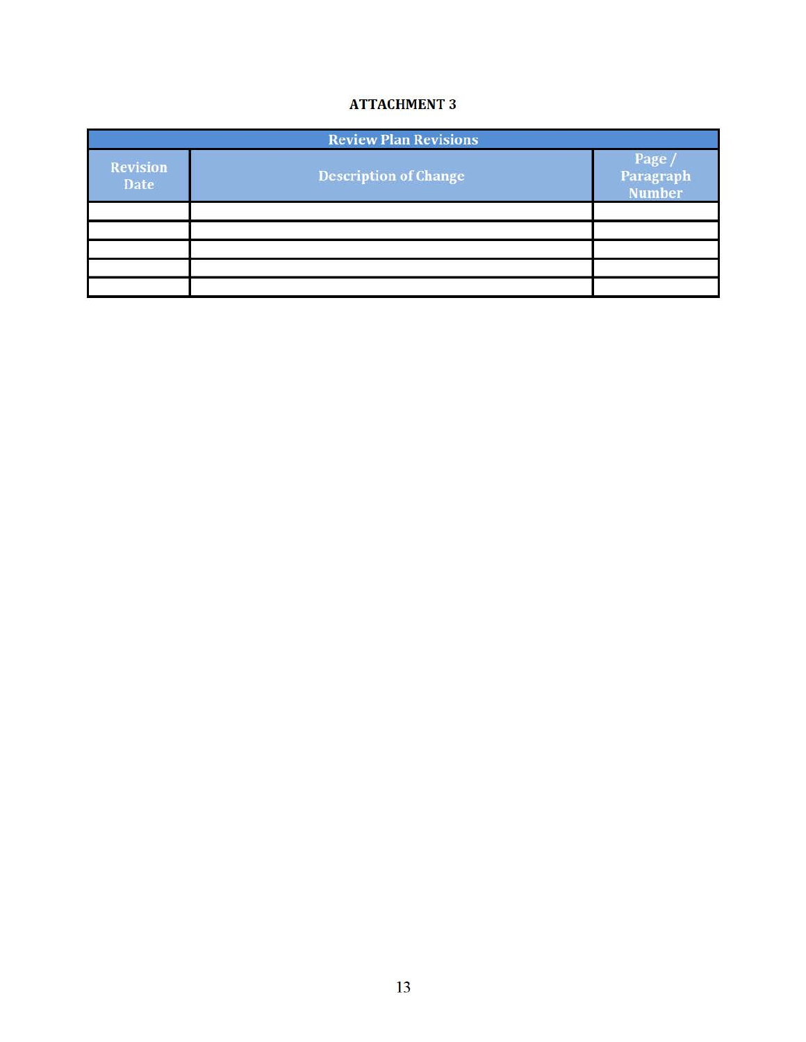**ATTACHMENT 3**

| Review Plan Revisions | | |
|---|---|---|
| **Revision Date** | **Description of Change** | **Page / Paragraph Number** |
| | | |
| | | |
| | | |
| | | |
| | | |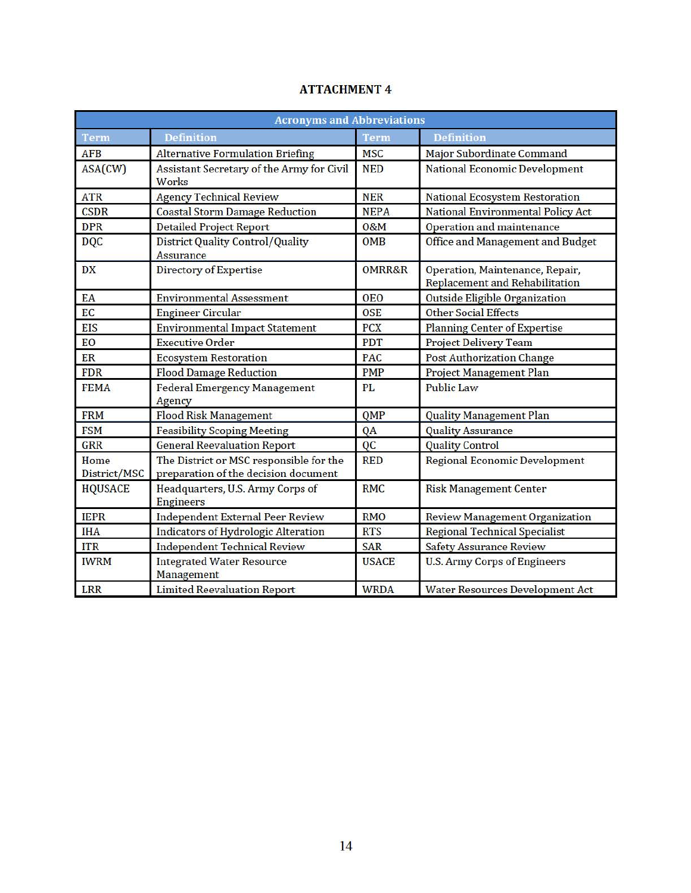# ATTACHMENT 4

| Acronyms and Abbreviations | | | |
|---|---|---|---|
| **Term** | **Definition** | **Term** | **Definition** |
| AFB | Alternative Formulation Briefing | MSC | Major Subordinate Command |
| ASA(CW) | Assistant Secretary of the Army for Civil Works | NED | National Economic Development |
| ATR | Agency Technical Review | NER | National Ecosystem Restoration |
| CSDR | Coastal Storm Damage Reduction | NEPA | National Environmental Policy Act |
| DPR | Detailed Project Report | O&M | Operation and maintenance |
| DQC | District Quality Control/Quality Assurance | OMB | Office and Management and Budget |
| DX | Directory of Expertise | OMRR&R | Operation, Maintenance, Repair, Replacement and Rehabilitation |
| EA | Environmental Assessment | OEO | Outside Eligible Organization |
| EC | Engineer Circular | OSE | Other Social Effects |
| EIS | Environmental Impact Statement | PCX | Planning Center of Expertise |
| EO | Executive Order | PDT | Project Delivery Team |
| ER | Ecosystem Restoration | PAC | Post Authorization Change |
| FDR | Flood Damage Reduction | PMP | Project Management Plan |
| FEMA | Federal Emergency Management Agency | PL | Public Law |
| FRM | Flood Risk Management | QMP | Quality Management Plan |
| FSM | Feasibility Scoping Meeting | QA | Quality Assurance |
| GRR | General Reevaluation Report | QC | Quality Control |
| Home District/MSC | The District or MSC responsible for the preparation of the decision document | RED | Regional Economic Development |
| HQUSACE | Headquarters, U.S. Army Corps of Engineers | RMC | Risk Management Center |
| IEPR | Independent External Peer Review | RMO | Review Management Organization |
| IHA | Indicators of Hydrologic Alteration | RTS | Regional Technical Specialist |
| ITR | Independent Technical Review | SAR | Safety Assurance Review |
| IWRM | Integrated Water Resource Management | USACE | U.S. Army Corps of Engineers |
| LRR | Limited Reevaluation Report | WRDA | Water Resources Development Act |